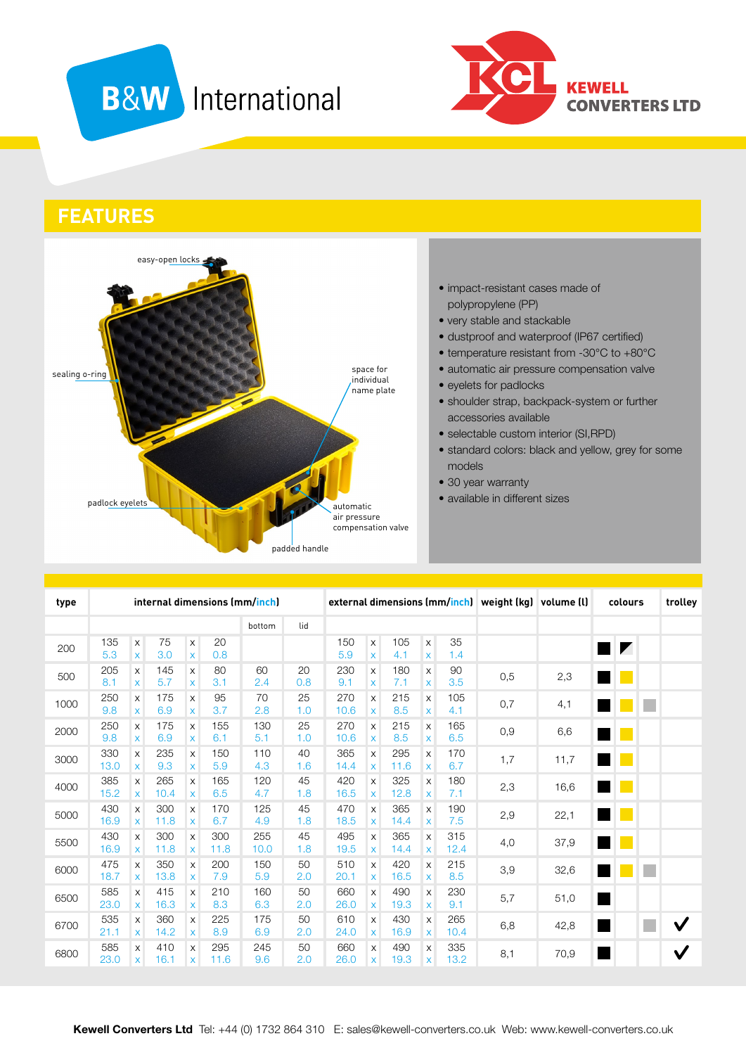B&W International

KCL KEWELL CONVERTERS LTD

## FEATURES

easy-open locks

sealing o-ring

space for individual name plate

padlock eyelets

automatic air pressure compensation valve

padded handle

- impact-resistant cases made of polypropylene (PP)
- very stable and stackable
- dustproof and waterproof (IP67 certified)
- temperature resistant from -30°C to +80°C
- automatic air pressure compensation valve
- eyelets for padlocks
- shoulder strap, backpack-system or further accessories available
- selectable custom interior (SI,RPD)
- standard colors: black and yellow, grey for some models
- 30 year warranty
- available in different sizes

| type | internal dimensions (mm/inch) | bottom | lid | external dimensions (mm/inch) | weight (kg) | volume (l) | colours | trolley |
|---|---|---|---|---|---|---|---|---|
| 200 | 135 x 75 x 20 / 5.3 x 3.0 x 0.8 | | | 150 x 105 x 35 / 5.9 x 4.1 x 1.4 | | | black, black/white | |
| 500 | 205 x 145 x 80 / 8.1 x 5.7 x 3.1 | 60 / 2.4 | 20 / 0.8 | 230 x 180 x 90 / 9.1 x 7.1 x 3.5 | 0,5 | 2,3 | black, yellow | |
| 1000 | 250 x 175 x 95 / 9.8 x 6.9 x 3.7 | 70 / 2.8 | 25 / 1.0 | 270 x 215 x 105 / 10.6 x 8.5 x 4.1 | 0,7 | 4,1 | black, yellow, grey | |
| 2000 | 250 x 175 x 155 / 9.8 x 6.9 x 6.1 | 130 / 5.1 | 25 / 1.0 | 270 x 215 x 165 / 10.6 x 8.5 x 6.5 | 0,9 | 6,6 | black, yellow | |
| 3000 | 330 x 235 x 150 / 13.0 x 9.3 x 5.9 | 110 / 4.3 | 40 / 1.6 | 365 x 295 x 170 / 14.4 x 11.6 x 6.7 | 1,7 | 11,7 | black, yellow | |
| 4000 | 385 x 265 x 165 / 15.2 x 10.4 x 6.5 | 120 / 4.7 | 45 / 1.8 | 420 x 325 x 180 / 16.5 x 12.8 x 7.1 | 2,3 | 16,6 | black, yellow | |
| 5000 | 430 x 300 x 170 / 16.9 x 11.8 x 6.7 | 125 / 4.9 | 45 / 1.8 | 470 x 365 x 190 / 18.5 x 14.4 x 7.5 | 2,9 | 22,1 | black, yellow | |
| 5500 | 430 x 300 x 300 / 16.9 x 11.8 x 11.8 | 255 / 10.0 | 45 / 1.8 | 495 x 365 x 315 / 19.5 x 14.4 x 12.4 | 4,0 | 37,9 | black, yellow | |
| 6000 | 475 x 350 x 200 / 18.7 x 13.8 x 7.9 | 150 / 5.9 | 50 / 2.0 | 510 x 420 x 215 / 20.1 x 16.5 x 8.5 | 3,9 | 32,6 | black, yellow, grey | |
| 6500 | 585 x 415 x 210 / 23.0 x 16.3 x 8.3 | 160 / 6.3 | 50 / 2.0 | 660 x 490 x 230 / 26.0 x 19.3 x 9.1 | 5,7 | 51,0 | black | |
| 6700 | 535 x 360 x 225 / 21.1 x 14.2 x 8.9 | 175 / 6.9 | 50 / 2.0 | 610 x 430 x 265 / 24.0 x 16.9 x 10.4 | 6,8 | 42,8 | black, grey | ✔ |
| 6800 | 585 x 410 x 295 / 23.0 x 16.1 x 11.6 | 245 / 9.6 | 50 / 2.0 | 660 x 490 x 335 / 26.0 x 19.3 x 13.2 | 8,1 | 70,9 | black | ✔ |

**Kewell Converters Ltd** Tel: +44 (0) 1732 864 310 E: sales@kewell-converters.co.uk Web: www.kewell-converters.co.uk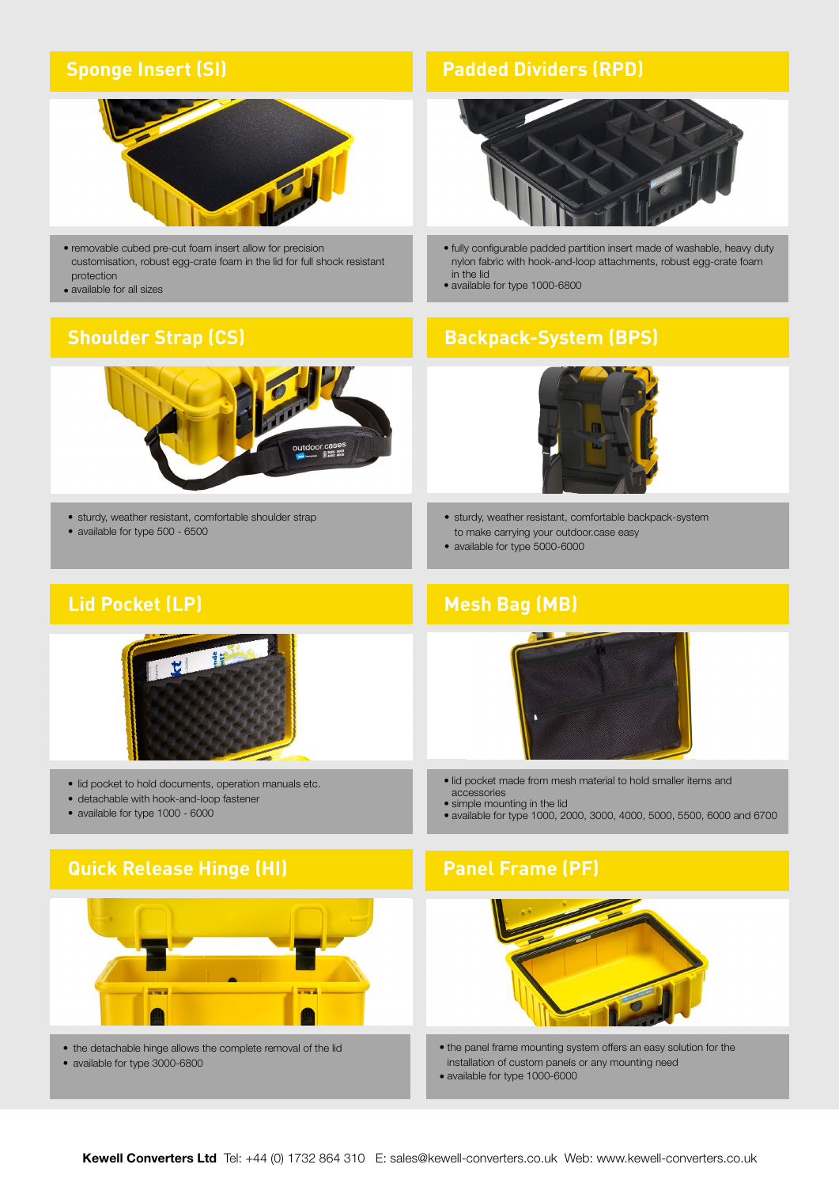## Sponge Insert (SI)

- removable cubed pre-cut foam insert allow for precision customisation, robust egg-crate foam in the lid for full shock resistant protection
- available for all sizes

## Padded Dividers (RPD)

- fully configurable padded partition insert made of washable, heavy duty nylon fabric with hook-and-loop attachments, robust egg-crate foam in the lid
- available for type 1000-6800

## Shoulder Strap (CS)

- sturdy, weather resistant, comfortable shoulder strap
- available for type 500 - 6500

## Backpack-System (BPS)

- sturdy, weather resistant, comfortable backpack-system to make carrying your outdoor.case easy
- available for type 5000-6000

## Lid Pocket (LP)

- lid pocket to hold documents, operation manuals etc.
- detachable with hook-and-loop fastener
- available for type 1000 - 6000

## Mesh Bag (MB)

- lid pocket made from mesh material to hold smaller items and accessories
- simple mounting in the lid
- available for type 1000, 2000, 3000, 4000, 5000, 5500, 6000 and 6700

## Quick Release Hinge (HI)

- the detachable hinge allows the complete removal of the lid
- available for type 3000-6800

## Panel Frame (PF)

- the panel frame mounting system offers an easy solution for the installation of custom panels or any mounting need
- available for type 1000-6000

**Kewell Converters Ltd** Tel: +44 (0) 1732 864 310 E: sales@kewell-converters.co.uk Web: www.kewell-converters.co.uk